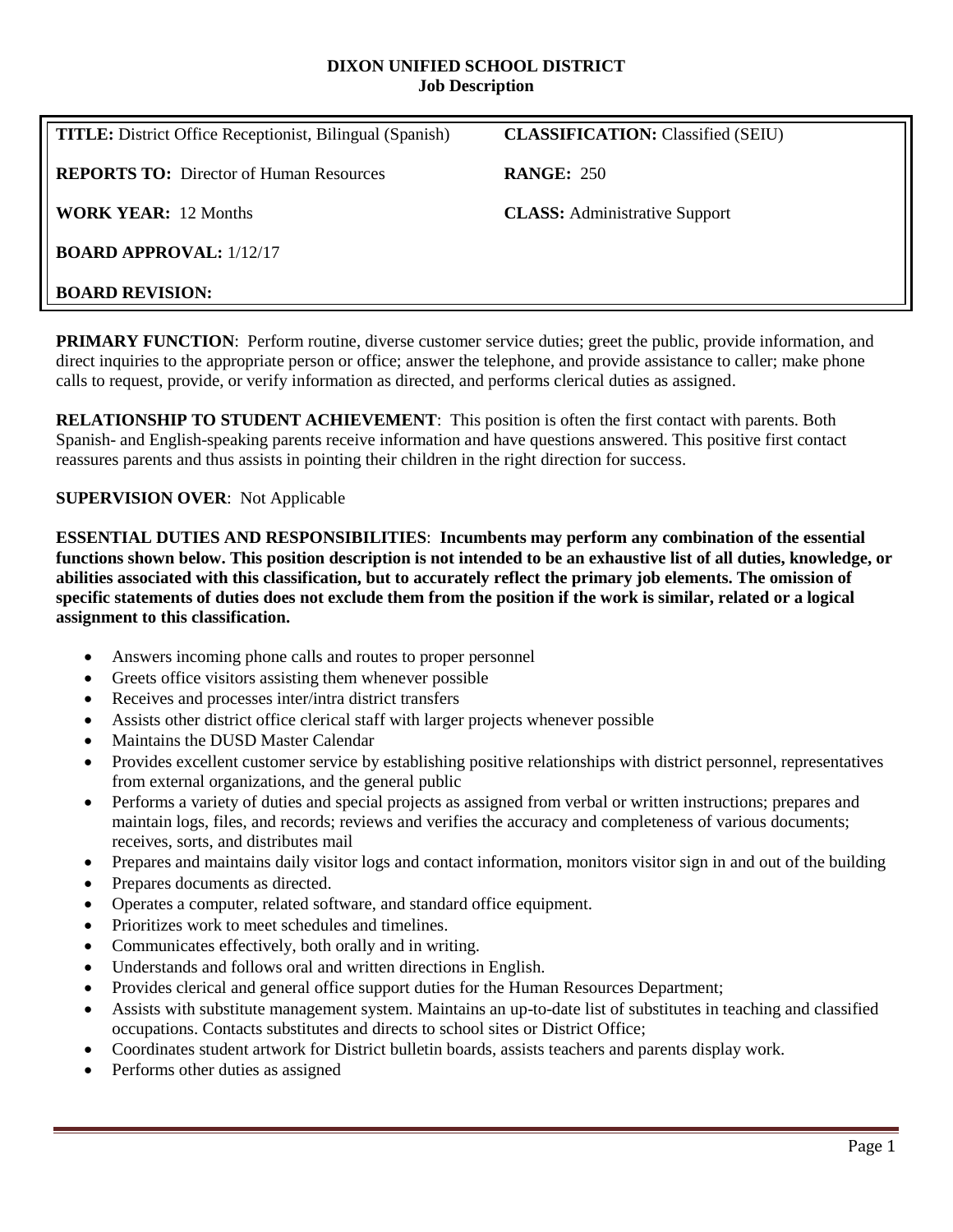# DIXON UNIFIED SCHOOL DISTRICT
## Job Description

| | |
|---|---|
| **TITLE:** District Office Receptionist, Bilingual (Spanish) | **CLASSIFICATION:** Classified (SEIU) |
| **REPORTS TO:** Director of Human Resources | **RANGE:** 250 |
| **WORK YEAR:** 12 Months | **CLASS:** Administrative Support |
| **BOARD APPROVAL:** 1/12/17 | |
| **BOARD REVISION:** | |

**PRIMARY FUNCTION**: Perform routine, diverse customer service duties; greet the public, provide information, and direct inquiries to the appropriate person or office; answer the telephone, and provide assistance to caller; make phone calls to request, provide, or verify information as directed, and performs clerical duties as assigned.

**RELATIONSHIP TO STUDENT ACHIEVEMENT**: This position is often the first contact with parents. Both Spanish- and English-speaking parents receive information and have questions answered. This positive first contact reassures parents and thus assists in pointing their children in the right direction for success.

**SUPERVISION OVER**: Not Applicable

**ESSENTIAL DUTIES AND RESPONSIBILITIES**: **Incumbents may perform any combination of the essential functions shown below. This position description is not intended to be an exhaustive list of all duties, knowledge, or abilities associated with this classification, but to accurately reflect the primary job elements. The omission of specific statements of duties does not exclude them from the position if the work is similar, related or a logical assignment to this classification.**

- Answers incoming phone calls and routes to proper personnel
- Greets office visitors assisting them whenever possible
- Receives and processes inter/intra district transfers
- Assists other district office clerical staff with larger projects whenever possible
- Maintains the DUSD Master Calendar
- Provides excellent customer service by establishing positive relationships with district personnel, representatives from external organizations, and the general public
- Performs a variety of duties and special projects as assigned from verbal or written instructions; prepares and maintain logs, files, and records; reviews and verifies the accuracy and completeness of various documents; receives, sorts, and distributes mail
- Prepares and maintains daily visitor logs and contact information, monitors visitor sign in and out of the building
- Prepares documents as directed.
- Operates a computer, related software, and standard office equipment.
- Prioritizes work to meet schedules and timelines.
- Communicates effectively, both orally and in writing.
- Understands and follows oral and written directions in English.
- Provides clerical and general office support duties for the Human Resources Department;
- Assists with substitute management system. Maintains an up-to-date list of substitutes in teaching and classified occupations. Contacts substitutes and directs to school sites or District Office;
- Coordinates student artwork for District bulletin boards, assists teachers and parents display work.
- Performs other duties as assigned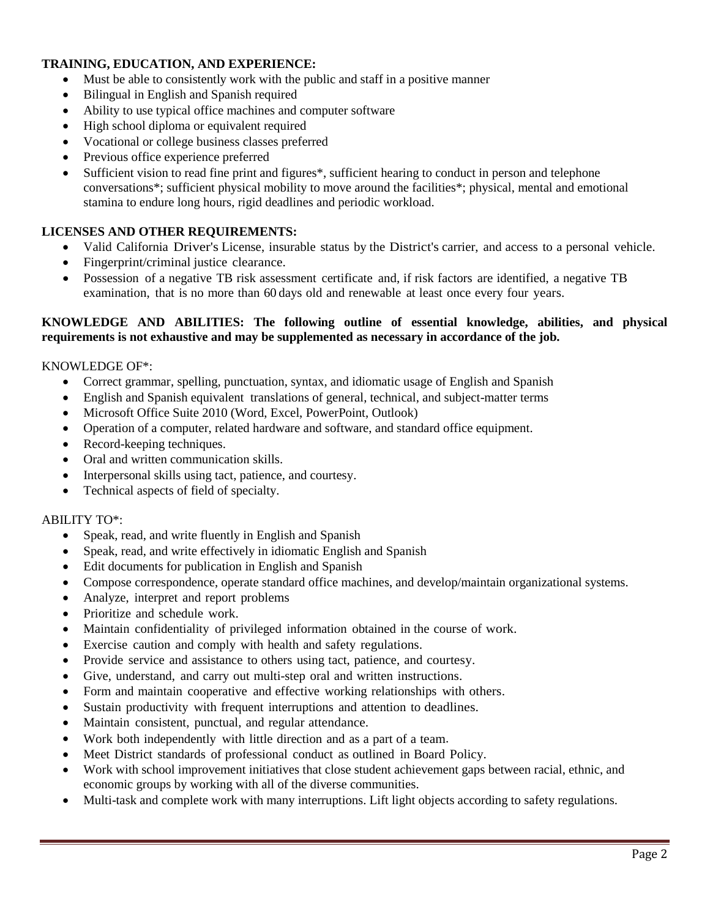**TRAINING, EDUCATION, AND EXPERIENCE:**

- Must be able to consistently work with the public and staff in a positive manner
- Bilingual in English and Spanish required
- Ability to use typical office machines and computer software
- High school diploma or equivalent required
- Vocational or college business classes preferred
- Previous office experience preferred
- Sufficient vision to read fine print and figures*, sufficient hearing to conduct in person and telephone conversations*; sufficient physical mobility to move around the facilities*; physical, mental and emotional stamina to endure long hours, rigid deadlines and periodic workload.

**LICENSES AND OTHER REQUIREMENTS:**

- Valid California Driver's License, insurable status by the District's carrier, and access to a personal vehicle.
- Fingerprint/criminal justice clearance.
- Possession of a negative TB risk assessment certificate and, if risk factors are identified, a negative TB examination, that is no more than 60 days old and renewable at least once every four years.

**KNOWLEDGE AND ABILITIES: The following outline of essential knowledge, abilities, and physical requirements is not exhaustive and may be supplemented as necessary in accordance of the job.**

KNOWLEDGE OF*:

- Correct grammar, spelling, punctuation, syntax, and idiomatic usage of English and Spanish
- English and Spanish equivalent translations of general, technical, and subject-matter terms
- Microsoft Office Suite 2010 (Word, Excel, PowerPoint, Outlook)
- Operation of a computer, related hardware and software, and standard office equipment.
- Record-keeping techniques.
- Oral and written communication skills.
- Interpersonal skills using tact, patience, and courtesy.
- Technical aspects of field of specialty.

ABILITY TO*:

- Speak, read, and write fluently in English and Spanish
- Speak, read, and write effectively in idiomatic English and Spanish
- Edit documents for publication in English and Spanish
- Compose correspondence, operate standard office machines, and develop/maintain organizational systems.
- Analyze, interpret and report problems
- Prioritize and schedule work.
- Maintain confidentiality of privileged information obtained in the course of work.
- Exercise caution and comply with health and safety regulations.
- Provide service and assistance to others using tact, patience, and courtesy.
- Give, understand, and carry out multi-step oral and written instructions.
- Form and maintain cooperative and effective working relationships with others.
- Sustain productivity with frequent interruptions and attention to deadlines.
- Maintain consistent, punctual, and regular attendance.
- Work both independently with little direction and as a part of a team.
- Meet District standards of professional conduct as outlined in Board Policy.
- Work with school improvement initiatives that close student achievement gaps between racial, ethnic, and economic groups by working with all of the diverse communities.
- Multi-task and complete work with many interruptions. Lift light objects according to safety regulations.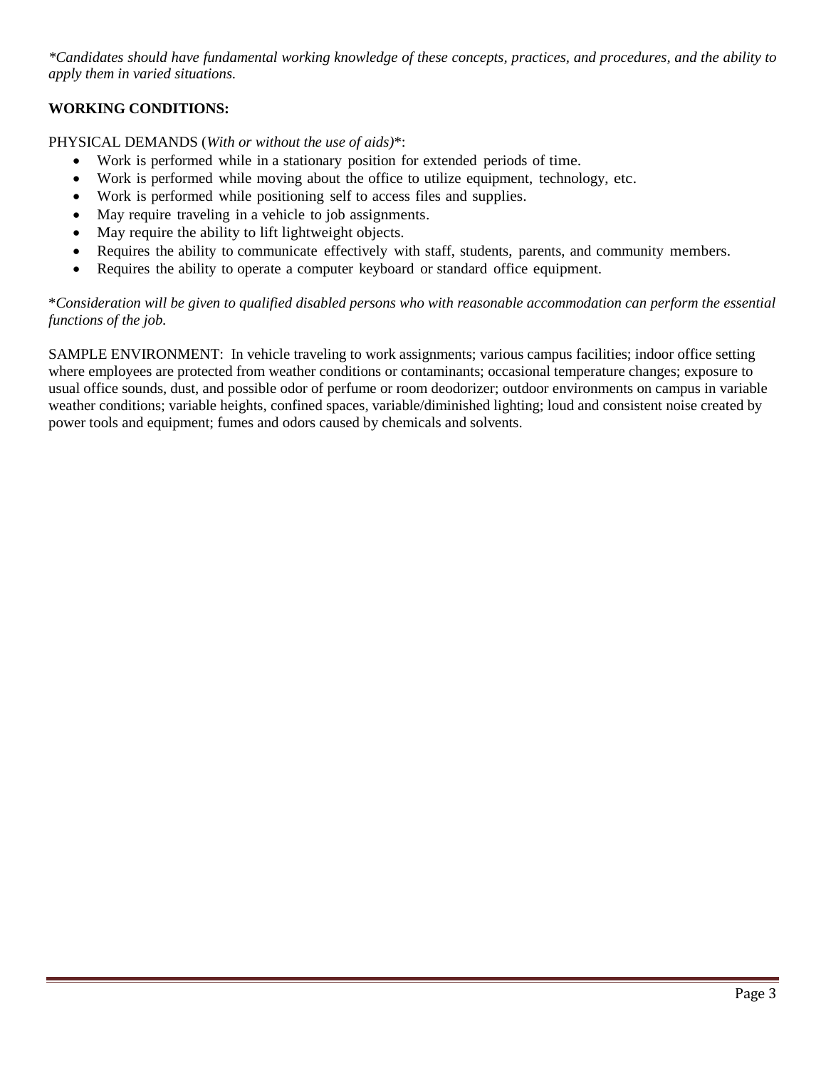*\*Candidates should have fundamental working knowledge of these concepts, practices, and procedures, and the ability to apply them in varied situations.*

**WORKING CONDITIONS:**

PHYSICAL DEMANDS (*With or without the use of aids)*\*:

- Work is performed while in a stationary position for extended periods of time.
- Work is performed while moving about the office to utilize equipment, technology, etc.
- Work is performed while positioning self to access files and supplies.
- May require traveling in a vehicle to job assignments.
- May require the ability to lift lightweight objects.
- Requires the ability to communicate effectively with staff, students, parents, and community members.
- Requires the ability to operate a computer keyboard or standard office equipment.

\**Consideration will be given to qualified disabled persons who with reasonable accommodation can perform the essential functions of the job.*

SAMPLE ENVIRONMENT: In vehicle traveling to work assignments; various campus facilities; indoor office setting where employees are protected from weather conditions or contaminants; occasional temperature changes; exposure to usual office sounds, dust, and possible odor of perfume or room deodorizer; outdoor environments on campus in variable weather conditions; variable heights, confined spaces, variable/diminished lighting; loud and consistent noise created by power tools and equipment; fumes and odors caused by chemicals and solvents.